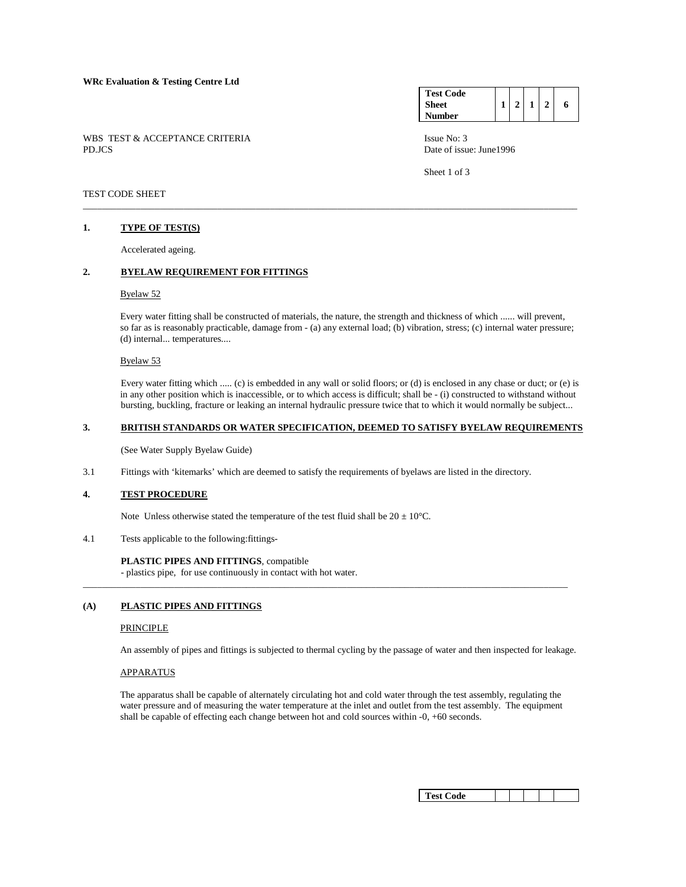**WRc Evaluation & Testing Centre Ltd**

| Test Code Sheet Number | 1 | 2 | 1 | 2 | 6 |
|---|---|---|---|---|---|

WBS TEST & ACCEPTANCE CRITERIA
PD.JCS

Issue No: 3
Date of issue: June1996

TEST CODE SHEET

---

**1. TYPE OF TEST(S)**

Accelerated ageing.

**2. BYELAW REQUIREMENT FOR FITTINGS**

Byelaw 52

Every water fitting shall be constructed of materials, the nature, the strength and thickness of which ...... will prevent, so far as is reasonably practicable, damage from - (a) any external load; (b) vibration, stress; (c) internal water pressure; (d) internal... temperatures....

Byelaw 53

Every water fitting which ..... (c) is embedded in any wall or solid floors; or (d) is enclosed in any chase or duct; or (e) is in any other position which is inaccessible, or to which access is difficult; shall be - (i) constructed to withstand without bursting, buckling, fracture or leaking an internal hydraulic pressure twice that to which it would normally be subject...

**3. BRITISH STANDARDS OR WATER SPECIFICATION, DEEMED TO SATISFY BYELAW REQUIREMENTS**

(See Water Supply Byelaw Guide)

3.1 Fittings with 'kitemarks' which are deemed to satisfy the requirements of byelaws are listed in the directory.

**4. TEST PROCEDURE**

Note Unless otherwise stated the temperature of the test fluid shall be 20 ± 10°C.

4.1 Tests applicable to the following:fittings-

**PLASTIC PIPES AND FITTINGS**, compatible
- plastics pipe, for use continuously in contact with hot water.

---

**(A) PLASTIC PIPES AND FITTINGS**

PRINCIPLE

An assembly of pipes and fittings is subjected to thermal cycling by the passage of water and then inspected for leakage.

APPARATUS

The apparatus shall be capable of alternately circulating hot and cold water through the test assembly, regulating the water pressure and of measuring the water temperature at the inlet and outlet from the test assembly. The equipment shall be capable of effecting each change between hot and cold sources within -0, +60 seconds.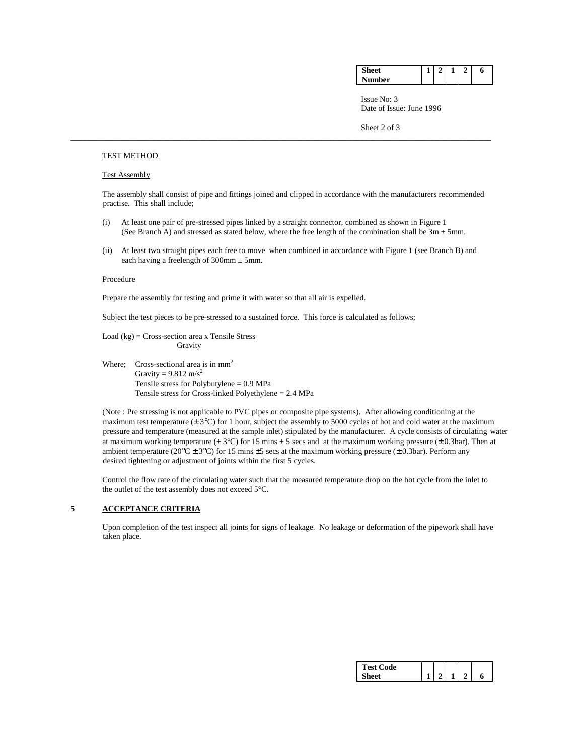TEST METHOD

Test Assembly

The assembly shall consist of pipe and fittings joined and clipped in accordance with the manufacturers recommended practise. This shall include;

(i) At least one pair of pre-stressed pipes linked by a straight connector, combined as shown in Figure 1 (See Branch A) and stressed as stated below, where the free length of the combination shall be 3m ± 5mm.

(ii) At least two straight pipes each free to move when combined in accordance with Figure 1 (see Branch B) and each having a freelength of 300mm ± 5mm.

Procedure

Prepare the assembly for testing and prime it with water so that all air is expelled.

Subject the test pieces to be pre-stressed to a sustained force. This force is calculated as follows;

$$\text{Load (kg)} = \frac{\text{Cross-section area x Tensile Stress}}{\text{Gravity}}$$

Where; Cross-sectional area is in $mm^2$.
Gravity = 9.812 $m/s^2$
Tensile stress for Polybutylene = 0.9 MPa
Tensile stress for Cross-linked Polyethylene = 2.4 MPa

(Note : Pre stressing is not applicable to PVC pipes or composite pipe systems). After allowing conditioning at the maximum test temperature (± 3°C) for 1 hour, subject the assembly to 5000 cycles of hot and cold water at the maximum pressure and temperature (measured at the sample inlet) stipulated by the manufacturer. A cycle consists of circulating water at maximum working temperature (± 3°C) for 15 mins ± 5 secs and at the maximum working pressure (± 0.3bar). Then at ambient temperature (20°C ± 3°C) for 15 mins ±5 secs at the maximum working pressure (± 0.3bar). Perform any desired tightening or adjustment of joints within the first 5 cycles.

Control the flow rate of the circulating water such that the measured temperature drop on the hot cycle from the inlet to the outlet of the test assembly does not exceed 5°C.

## 5 ACCEPTANCE CRITERIA

Upon completion of the test inspect all joints for signs of leakage. No leakage or deformation of the pipework shall have taken place.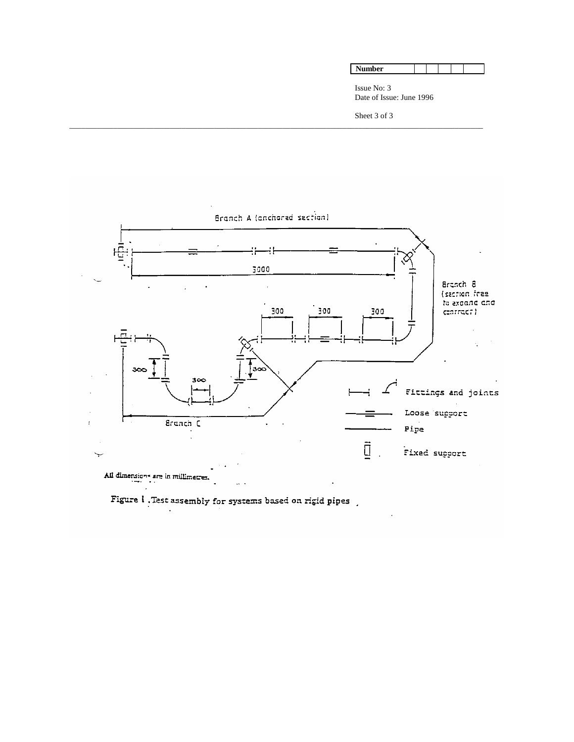| Number | | | | | |
|---|---|---|---|---|---|

Issue No: 3
Date of Issue: June 1996

Branch A (anchored section)

3000

Branch B
(section free to expand and contract)

300
300
300

300
300
300

Branch C

Fittings and joints

Loose support

Pipe

Fixed support

All dimensions are in millimetres.

Figure 1. Test assembly for systems based on rigid pipes